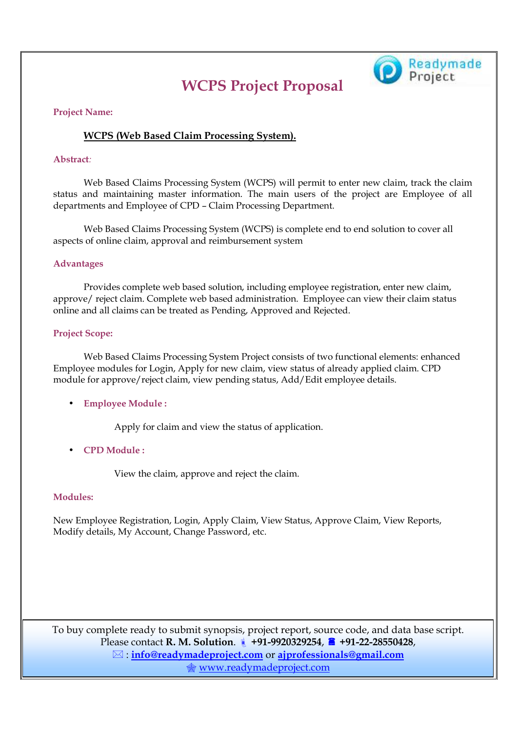# WCPS Project Proposal

**Project Name:**

**WCPS (Web Based Claim Processing System).**

**Abstract:**

Web Based Claims Processing System (WCPS) will permit to enter new claim, track the claim status and maintaining master information. The main users of the project are Employee of all departments and Employee of CPD – Claim Processing Department.

Web Based Claims Processing System (WCPS) is complete end to end solution to cover all aspects of online claim, approval and reimbursement system

**Advantages**

Provides complete web based solution, including employee registration, enter new claim, approve/ reject claim. Complete web based administration. Employee can view their claim status online and all claims can be treated as Pending, Approved and Rejected.

**Project Scope:**

Web Based Claims Processing System Project consists of two functional elements: enhanced Employee modules for Login, Apply for new claim, view status of already applied claim. CPD module for approve/reject claim, view pending status, Add/Edit employee details.

- **Employee Module :**

  Apply for claim and view the status of application.

- **CPD Module :**

  View the claim, approve and reject the claim.

**Modules:**

New Employee Registration, Login, Apply Claim, View Status, Approve Claim, View Reports, Modify details, My Account, Change Password, etc.

To buy complete ready to submit synopsis, project report, source code, and data base script. Please contact **R. M. Solution**. **+91-9920329254**, **+91-22-28550428**, : **info@readymadeproject.com** or **ajprofessionals@gmail.com**
www.readymadeproject.com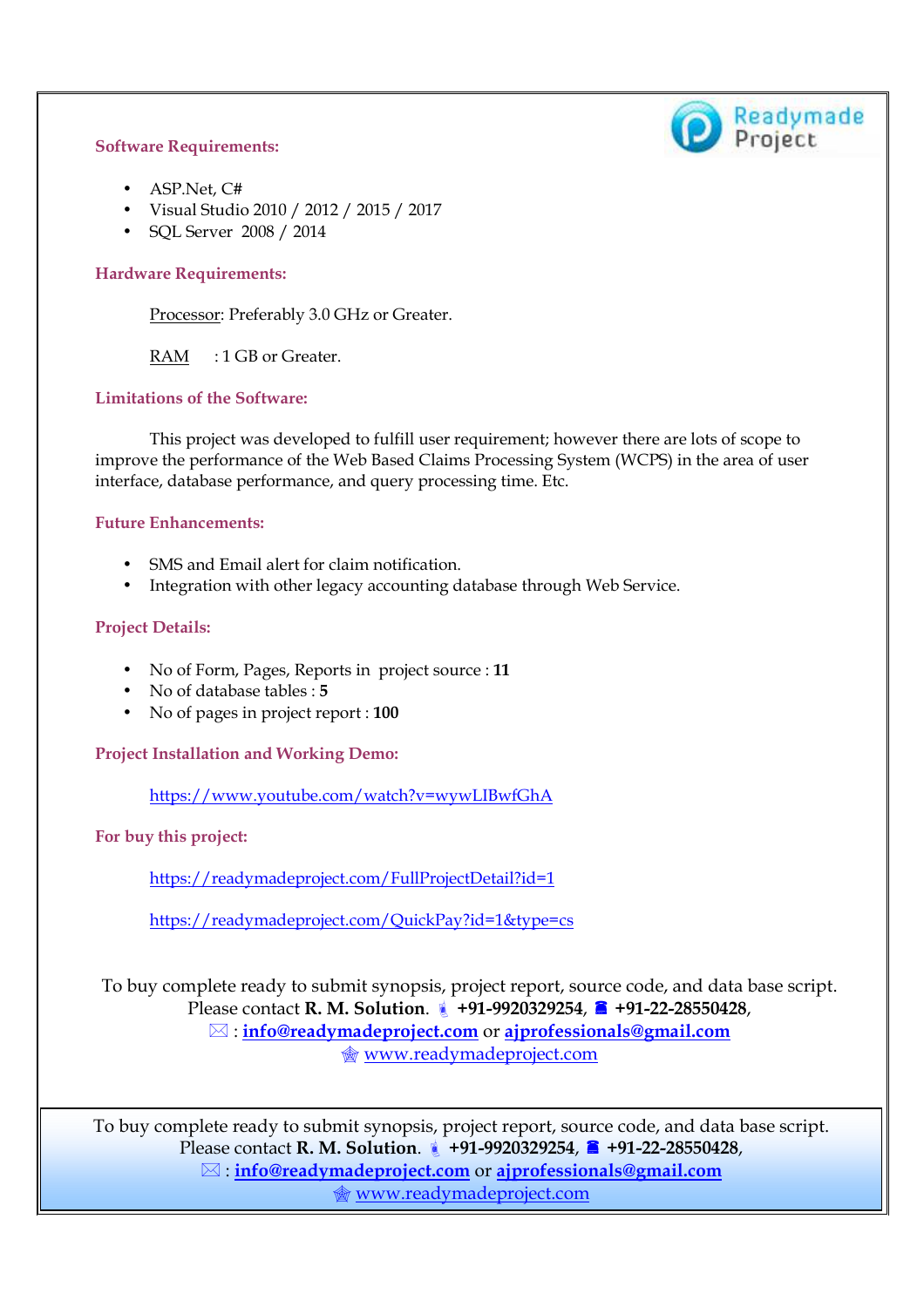### Software Requirements:

- ASP.Net, C#
- Visual Studio 2010 / 2012 / 2015 / 2017
- SQL Server 2008 / 2014

### Hardware Requirements:

Processor: Preferably 3.0 GHz or Greater.

RAM : 1 GB or Greater.

### Limitations of the Software:

This project was developed to fulfill user requirement; however there are lots of scope to improve the performance of the Web Based Claims Processing System (WCPS) in the area of user interface, database performance, and query processing time. Etc.

### Future Enhancements:

- SMS and Email alert for claim notification.
- Integration with other legacy accounting database through Web Service.

### Project Details:

- No of Form, Pages, Reports in project source : **11**
- No of database tables : **5**
- No of pages in project report : **100**

### Project Installation and Working Demo:

https://www.youtube.com/watch?v=wywLIBwfGhA

### For buy this project:

https://readymadeproject.com/FullProjectDetail?id=1

https://readymadeproject.com/QuickPay?id=1&type=cs

To buy complete ready to submit synopsis, project report, source code, and data base script. Please contact **R. M. Solution**. **+91-9920329254**, **+91-22-28550428**, : **info@readymadeproject.com** or **ajprofessionals@gmail.com** www.readymadeproject.com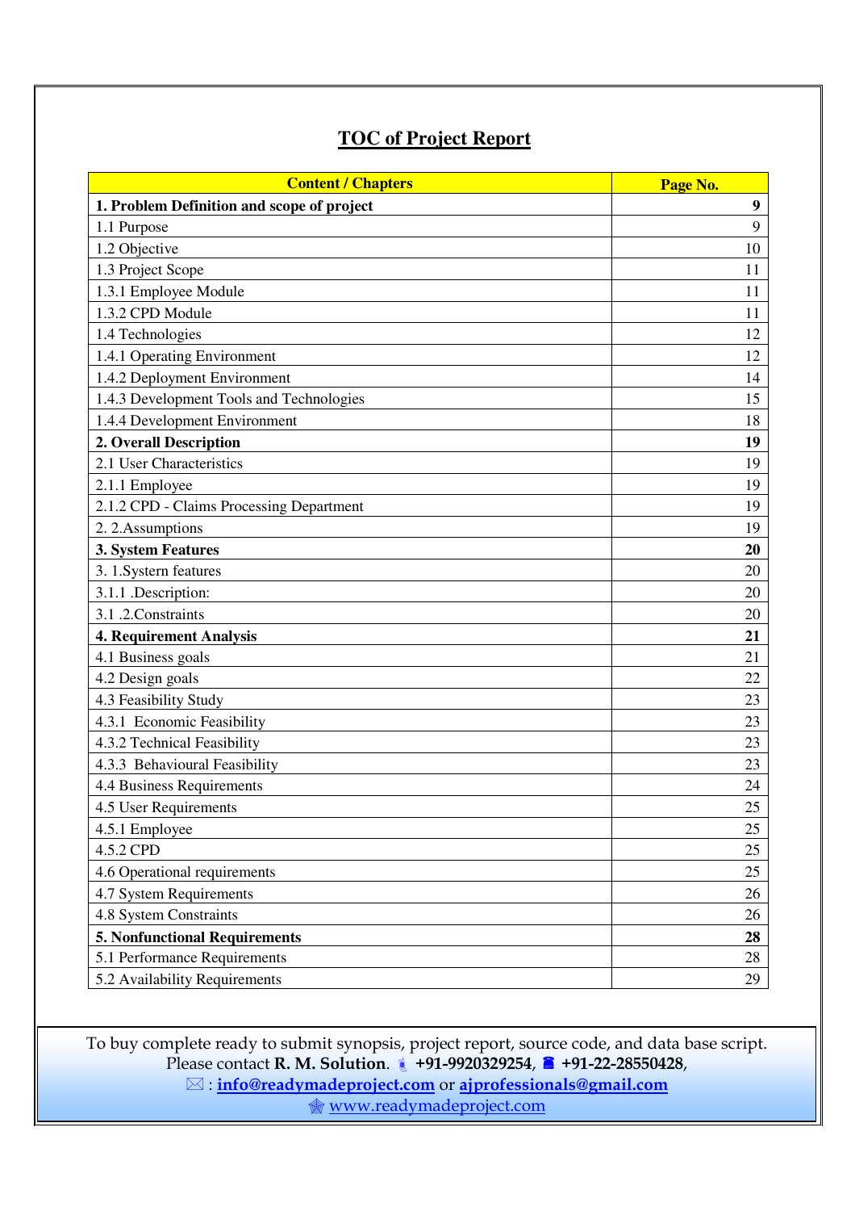## TOC of Project Report

| Content / Chapters | Page No. |
|---|---|
| **1. Problem Definition and scope of project** | **9** |
| 1.1 Purpose | 9 |
| 1.2 Objective | 10 |
| 1.3 Project Scope | 11 |
| 1.3.1 Employee Module | 11 |
| 1.3.2 CPD Module | 11 |
| 1.4 Technologies | 12 |
| 1.4.1 Operating Environment | 12 |
| 1.4.2 Deployment Environment | 14 |
| 1.4.3 Development Tools and Technologies | 15 |
| 1.4.4 Development Environment | 18 |
| **2. Overall Description** | **19** |
| 2.1 User Characteristics | 19 |
| 2.1.1 Employee | 19 |
| 2.1.2 CPD - Claims Processing Department | 19 |
| 2. 2.Assumptions | 19 |
| **3. System Features** | **20** |
| 3. 1.Systern features | 20 |
| 3.1.1 .Description: | 20 |
| 3.1 .2.Constraints | 20 |
| **4. Requirement Analysis** | **21** |
| 4.1 Business goals | 21 |
| 4.2 Design goals | 22 |
| 4.3 Feasibility Study | 23 |
| 4.3.1 Economic Feasibility | 23 |
| 4.3.2 Technical Feasibility | 23 |
| 4.3.3 Behavioural Feasibility | 23 |
| 4.4 Business Requirements | 24 |
| 4.5 User Requirements | 25 |
| 4.5.1 Employee | 25 |
| 4.5.2 CPD | 25 |
| 4.6 Operational requirements | 25 |
| 4.7 System Requirements | 26 |
| 4.8 System Constraints | 26 |
| **5. Nonfunctional Requirements** | **28** |
| 5.1 Performance Requirements | 28 |
| 5.2 Availability Requirements | 29 |

To buy complete ready to submit synopsis, project report, source code, and data base script. Please contact **R. M. Solution**. **+91-9920329254**, **+91-22-28550428**,
: **info@readymadeproject.com** or **ajprofessionals@gmail.com**
www.readymadeproject.com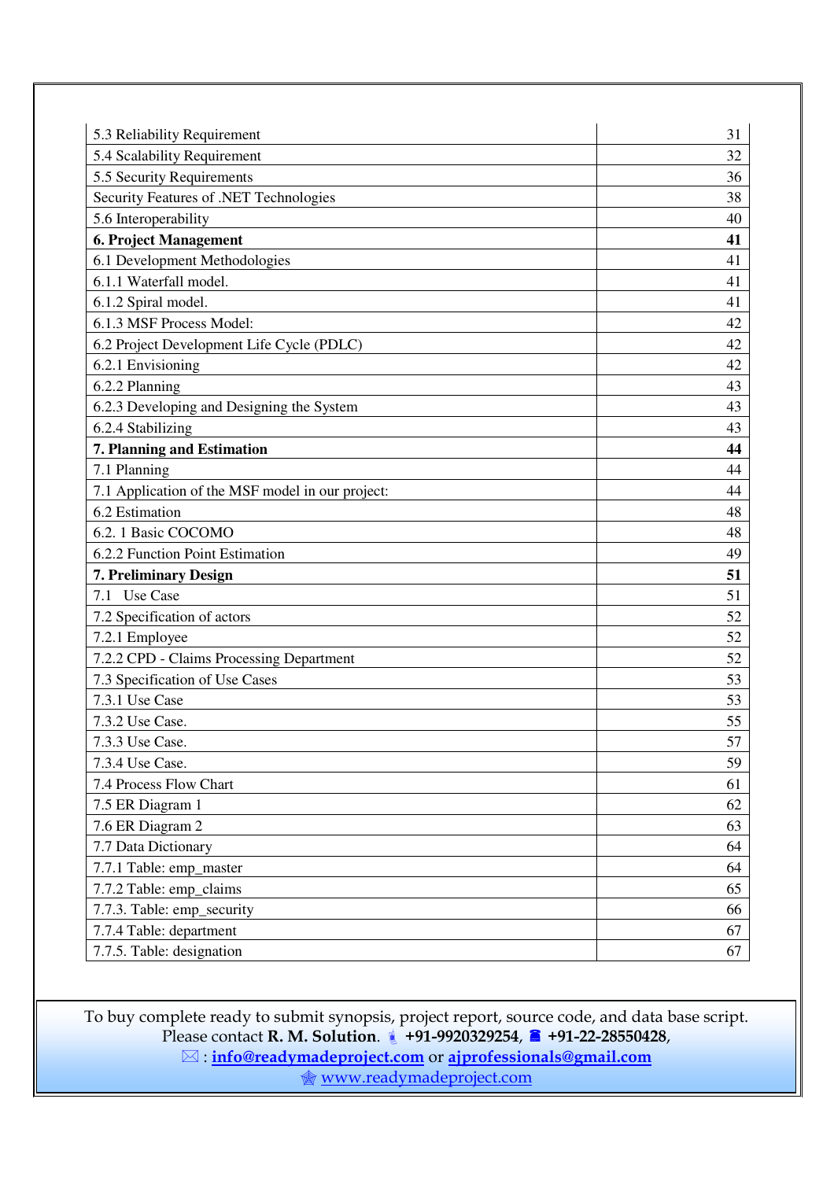| | |
|---|---|
| 5.3 Reliability Requirement | 31 |
| 5.4 Scalability Requirement | 32 |
| 5.5 Security Requirements | 36 |
| Security Features of .NET Technologies | 38 |
| 5.6 Interoperability | 40 |
| **6. Project Management** | **41** |
| 6.1 Development Methodologies | 41 |
| 6.1.1 Waterfall model. | 41 |
| 6.1.2 Spiral model. | 41 |
| 6.1.3 MSF Process Model: | 42 |
| 6.2 Project Development Life Cycle (PDLC) | 42 |
| 6.2.1 Envisioning | 42 |
| 6.2.2 Planning | 43 |
| 6.2.3 Developing and Designing the System | 43 |
| 6.2.4 Stabilizing | 43 |
| **7. Planning and Estimation** | **44** |
| 7.1 Planning | 44 |
| 7.1 Application of the MSF model in our project: | 44 |
| 6.2 Estimation | 48 |
| 6.2. 1 Basic COCOMO | 48 |
| 6.2.2 Function Point Estimation | 49 |
| **7. Preliminary Design** | **51** |
| 7.1 Use Case | 51 |
| 7.2 Specification of actors | 52 |
| 7.2.1 Employee | 52 |
| 7.2.2 CPD - Claims Processing Department | 52 |
| 7.3 Specification of Use Cases | 53 |
| 7.3.1 Use Case | 53 |
| 7.3.2 Use Case. | 55 |
| 7.3.3 Use Case. | 57 |
| 7.3.4 Use Case. | 59 |
| 7.4 Process Flow Chart | 61 |
| 7.5 ER Diagram 1 | 62 |
| 7.6 ER Diagram 2 | 63 |
| 7.7 Data Dictionary | 64 |
| 7.7.1 Table: emp_master | 64 |
| 7.7.2 Table: emp_claims | 65 |
| 7.7.3. Table: emp_security | 66 |
| 7.7.4 Table: department | 67 |
| 7.7.5. Table: designation | 67 |

To buy complete ready to submit synopsis, project report, source code, and data base script.
Please contact **R. M. Solution**. **+91-9920329254**, **+91-22-28550428**,
: **info@readymadeproject.com** or **ajprofessionals@gmail.com**
www.readymadeproject.com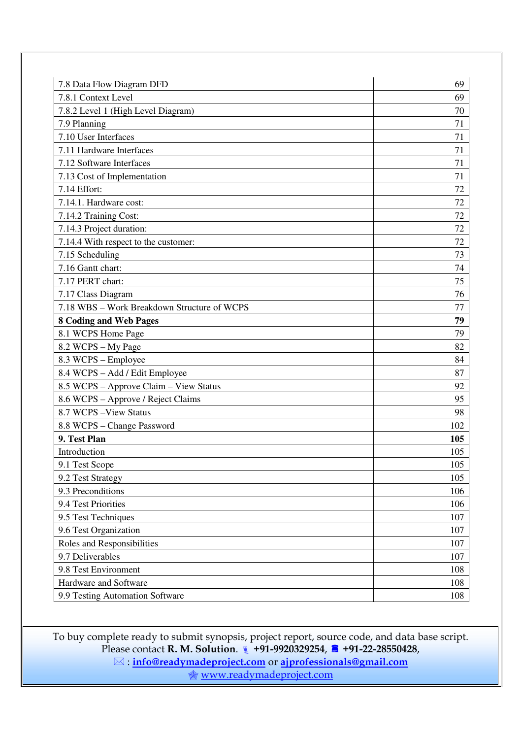| | |
|---|---|
| 7.8 Data Flow Diagram DFD | 69 |
| 7.8.1 Context Level | 69 |
| 7.8.2 Level 1 (High Level Diagram) | 70 |
| 7.9 Planning | 71 |
| 7.10 User Interfaces | 71 |
| 7.11 Hardware Interfaces | 71 |
| 7.12 Software Interfaces | 71 |
| 7.13 Cost of Implementation | 71 |
| 7.14 Effort: | 72 |
| 7.14.1. Hardware cost: | 72 |
| 7.14.2 Training Cost: | 72 |
| 7.14.3 Project duration: | 72 |
| 7.14.4 With respect to the customer: | 72 |
| 7.15 Scheduling | 73 |
| 7.16 Gantt chart: | 74 |
| 7.17 PERT chart: | 75 |
| 7.17 Class Diagram | 76 |
| 7.18 WBS – Work Breakdown Structure of WCPS | 77 |
| **8 Coding and Web Pages** | **79** |
| 8.1 WCPS Home Page | 79 |
| 8.2 WCPS – My Page | 82 |
| 8.3 WCPS – Employee | 84 |
| 8.4 WCPS – Add / Edit Employee | 87 |
| 8.5 WCPS – Approve Claim – View Status | 92 |
| 8.6 WCPS – Approve / Reject Claims | 95 |
| 8.7 WCPS –View Status | 98 |
| 8.8 WCPS – Change Password | 102 |
| **9. Test Plan** | **105** |
| Introduction | 105 |
| 9.1 Test Scope | 105 |
| 9.2 Test Strategy | 105 |
| 9.3 Preconditions | 106 |
| 9.4 Test Priorities | 106 |
| 9.5 Test Techniques | 107 |
| 9.6 Test Organization | 107 |
| Roles and Responsibilities | 107 |
| 9.7 Deliverables | 107 |
| 9.8 Test Environment | 108 |
| Hardware and Software | 108 |
| 9.9 Testing Automation Software | 108 |

To buy complete ready to submit synopsis, project report, source code, and data base script. Please contact **R. M. Solution**. **+91-9920329254**, **+91-22-28550428**,
: **info@readymadeproject.com** or **ajprofessionals@gmail.com**
www.readymadeproject.com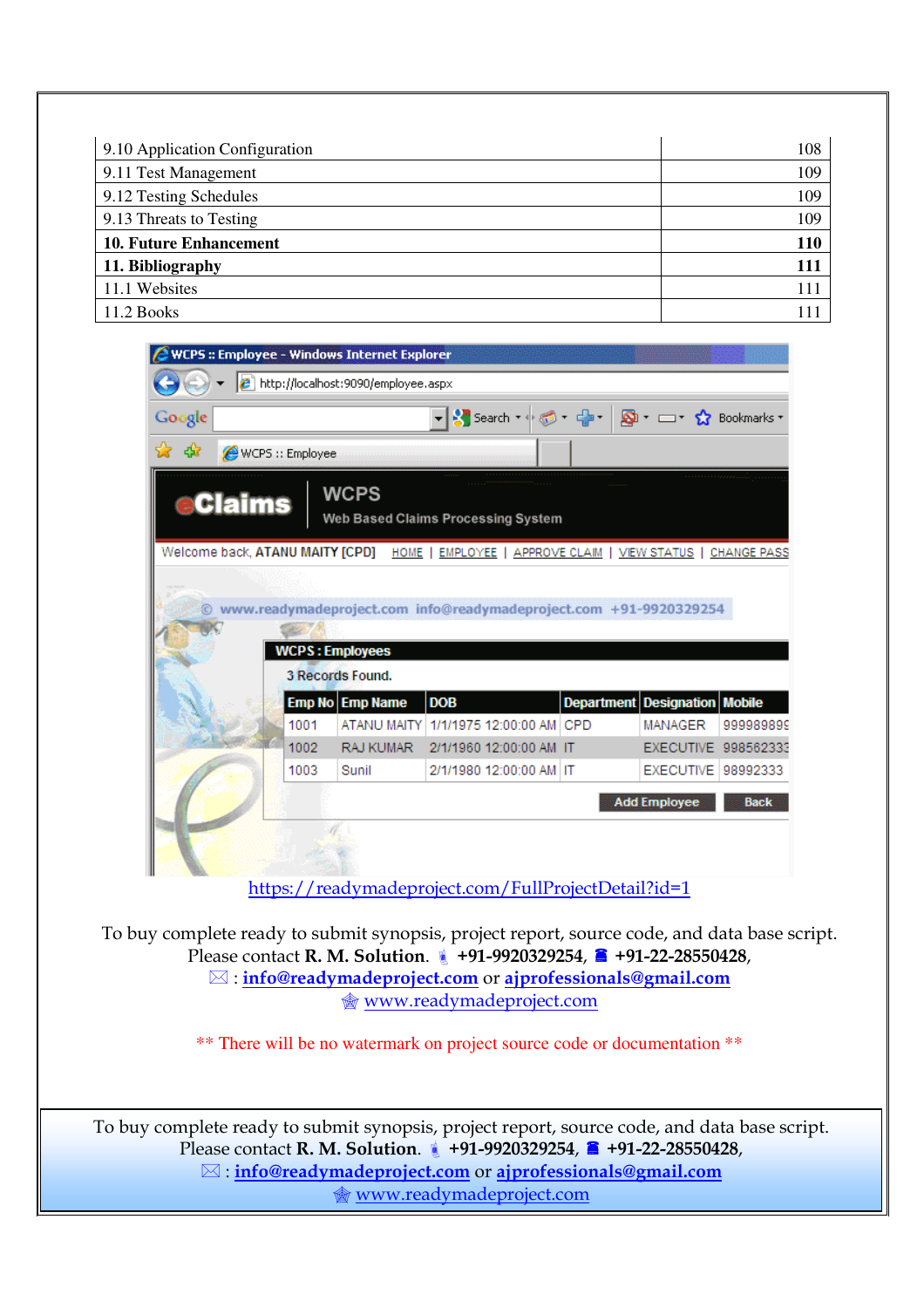| | |
|---|---|
| 9.10 Application Configuration | 108 |
| 9.11 Test Management | 109 |
| 9.12 Testing Schedules | 109 |
| 9.13 Threats to Testing | 109 |
| **10. Future Enhancement** | **110** |
| **11. Bibliography** | **111** |
| 11.1 Websites | 111 |
| 11.2 Books | 111 |

WCPS :: Employee - Windows Internet Explorer

http://localhost:9090/employee.aspx

eClaims

WCPS

Web Based Claims Processing System

Welcome back, ATANU MAITY [CPD] HOME | EMPLOYEE | APPROVE CLAIM | VIEW STATUS | CHANGE PASS

© www.readymadeproject.com info@readymadeproject.com +91-9920329254

WCPS : Employees

3 Records Found.

| Emp No | Emp Name | DOB | Department | Designation | Mobile |
|---|---|---|---|---|---|
| 1001 | ATANU MAITY | 1/1/1975 12:00:00 AM | CPD | MANAGER | 999989899 |
| 1002 | RAJ KUMAR | 2/1/1960 12:00:00 AM | IT | EXECUTIVE | 998562333 |
| 1003 | Sunil | 2/1/1980 12:00:00 AM | IT | EXECUTIVE | 98992333 |

Add Employee    Back

https://readymadeproject.com/FullProjectDetail?id=1

To buy complete ready to submit synopsis, project report, source code, and data base script.
Please contact **R. M. Solution**. **+91-9920329254**, **+91-22-28550428**,
: **info@readymadeproject.com** or **ajprofessionals@gmail.com**
www.readymadeproject.com

** There will be no watermark on project source code or documentation **

To buy complete ready to submit synopsis, project report, source code, and data base script.
Please contact **R. M. Solution**. **+91-9920329254**, **+91-22-28550428**,
: **info@readymadeproject.com** or **ajprofessionals@gmail.com**
www.readymadeproject.com